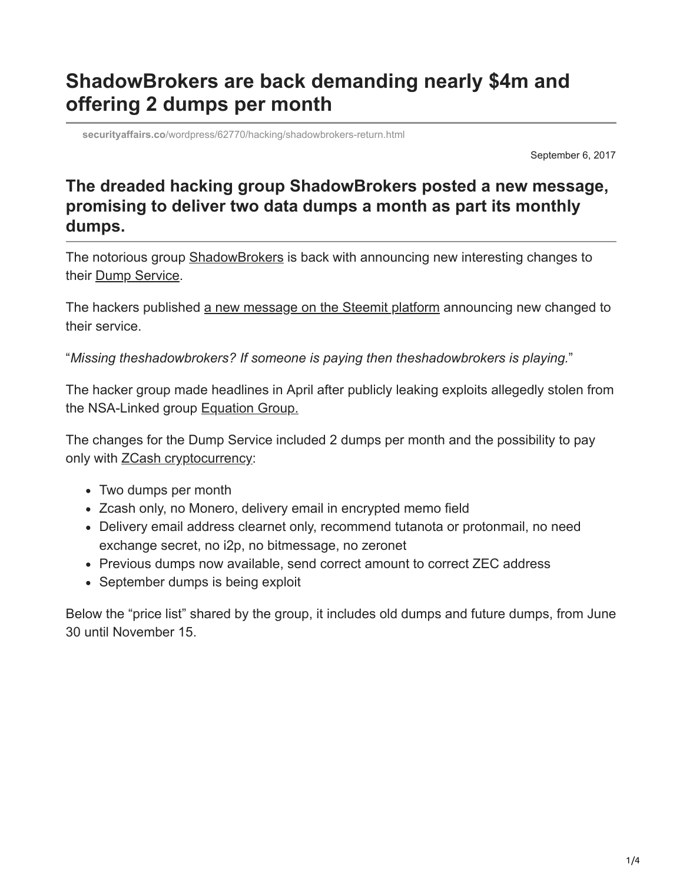# ShadowBrokers are back demanding nearly $4m and offering 2 dumps per month

**securityaffairs.co**/wordpress/62770/hacking/shadowbrokers-return.html

September 6, 2017

## The dreaded hacking group ShadowBrokers posted a new message, promising to deliver two data dumps a month as part its monthly dumps.

The notorious group ShadowBrokers is back with announcing new interesting changes to their Dump Service.

The hackers published a new message on the Steemit platform announcing new changed to their service.

"*Missing theshadowbrokers? If someone is paying then theshadowbrokers is playing.*"

The hacker group made headlines in April after publicly leaking exploits allegedly stolen from the NSA-Linked group Equation Group.

The changes for the Dump Service included 2 dumps per month and the possibility to pay only with ZCash cryptocurrency:

- Two dumps per month
- Zcash only, no Monero, delivery email in encrypted memo field
- Delivery email address clearnet only, recommend tutanota or protonmail, no need exchange secret, no i2p, no bitmessage, no zeronet
- Previous dumps now available, send correct amount to correct ZEC address
- September dumps is being exploit

Below the "price list" shared by the group, it includes old dumps and future dumps, from June 30 until November 15.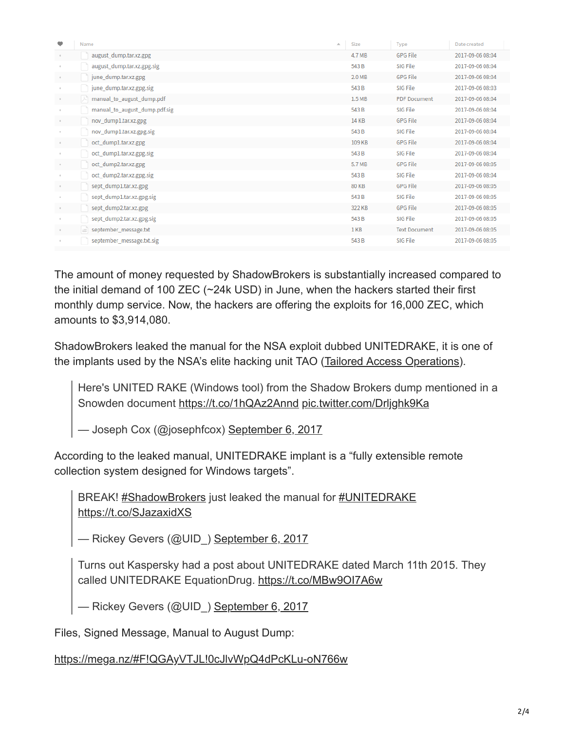| Name | Size | Type | Date created |
|---|---|---|---|
| august_dump.tar.xz.gpg | 4.7 MB | GPG File | 2017-09-06 08:04 |
| august_dump.tar.xz.gpg.sig | 543 B | SIG File | 2017-09-06 08:04 |
| june_dump.tar.xz.gpg | 2.0 MB | GPG File | 2017-09-06 08:04 |
| june_dump.tar.xz.gpg.sig | 543 B | SIG File | 2017-09-06 08:03 |
| manual_to_august_dump.pdf | 1.5 MB | PDF Document | 2017-09-06 08:04 |
| manual_to_august_dump.pdf.sig | 543 B | SIG File | 2017-09-06 08:04 |
| nov_dump1.tar.xz.gpg | 14 KB | GPG File | 2017-09-06 08:04 |
| nov_dump1.tar.xz.gpg.sig | 543 B | SIG File | 2017-09-06 08:04 |
| oct_dump1.tar.xz.gpg | 109 KB | GPG File | 2017-09-06 08:04 |
| oct_dump1.tar.xz.gpg.sig | 543 B | SIG File | 2017-09-06 08:04 |
| oct_dump2.tar.xz.gpg | 5.7 MB | GPG File | 2017-09-06 08:05 |
| oct_dump2.tar.xz.gpg.sig | 543 B | SIG File | 2017-09-06 08:04 |
| sept_dump1.tar.xz.gpg | 80 KB | GPG File | 2017-09-06 08:05 |
| sept_dump1.tar.xz.gpg.sig | 543 B | SIG File | 2017-09-06 08:05 |
| sept_dump2.tar.xz.gpg | 322 KB | GPG File | 2017-09-06 08:05 |
| sept_dump2.tar.xz.gpg.sig | 543 B | SIG File | 2017-09-06 08:05 |
| september_message.txt | 1 KB | Text Document | 2017-09-06 08:05 |
| september_message.txt.sig | 543 B | SIG File | 2017-09-06 08:05 |

The amount of money requested by ShadowBrokers is substantially increased compared to the initial demand of 100 ZEC (~24k USD) in June, when the hackers started their first monthly dump service. Now, the hackers are offering the exploits for 16,000 ZEC, which amounts to $3,914,080.

ShadowBrokers leaked the manual for the NSA exploit dubbed UNITEDRAKE, it is one of the implants used by the NSA's elite hacking unit TAO (Tailored Access Operations).

> Here's UNITED RAKE (Windows tool) from the Shadow Brokers dump mentioned in a Snowden document https://t.co/1hQAz2Annd pic.twitter.com/Drljghk9Ka
>
> — Joseph Cox (@josephfcox) September 6, 2017

According to the leaked manual, UNITEDRAKE implant is a "fully extensible remote collection system designed for Windows targets".

> BREAK! #ShadowBrokers just leaked the manual for #UNITEDRAKE https://t.co/SJazaxidXS
>
> — Rickey Gevers (@UID_) September 6, 2017

> Turns out Kaspersky had a post about UNITEDRAKE dated March 11th 2015. They called UNITEDRAKE EquationDrug. https://t.co/MBw9OI7A6w
>
> — Rickey Gevers (@UID_) September 6, 2017

Files, Signed Message, Manual to August Dump:

https://mega.nz/#F!QGAyVTJL!0cJlvWpQ4dPcKLu-oN766w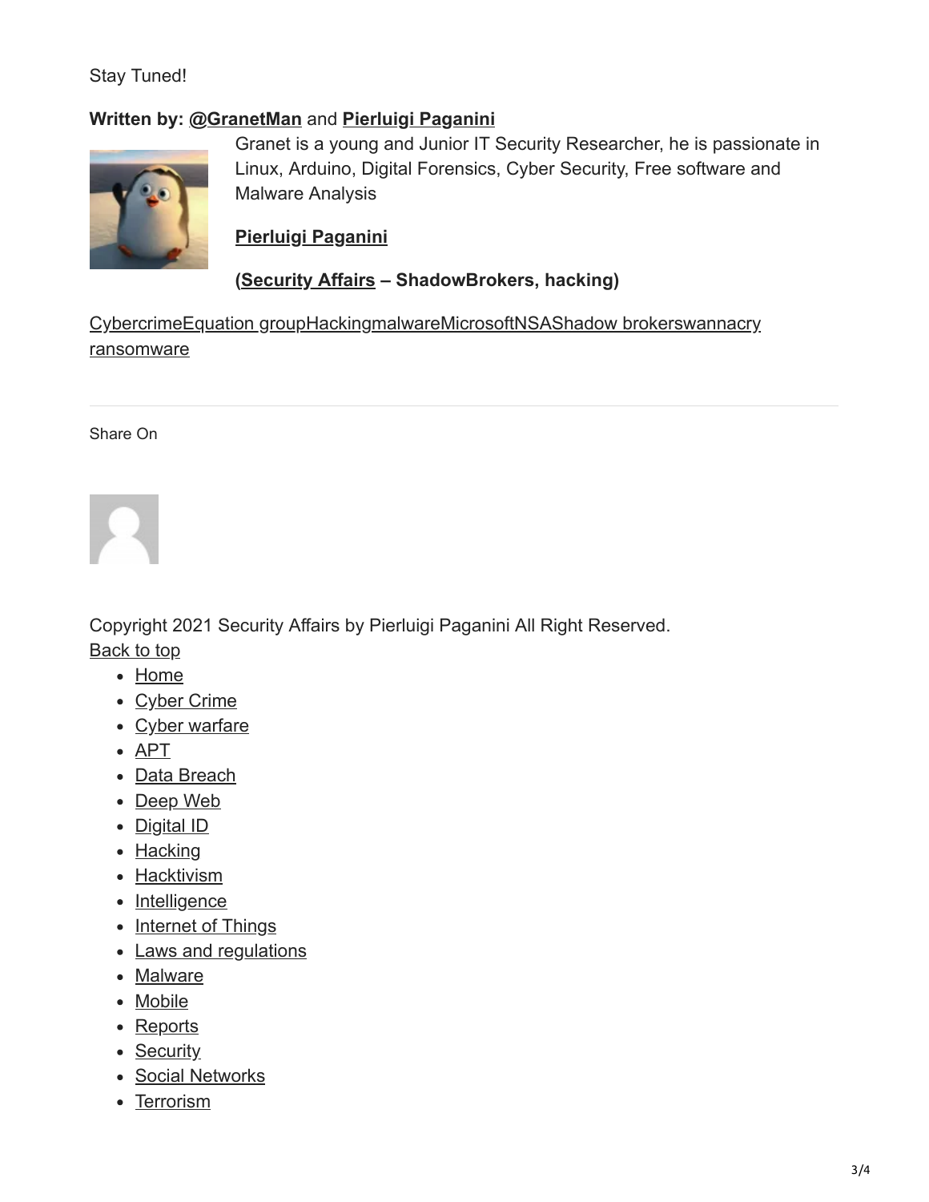Stay Tuned!

**Written by: @GranetMan and Pierluigi Paganini**

Granet is a young and Junior IT Security Researcher, he is passionate in Linux, Arduino, Digital Forensics, Cyber Security, Free software and Malware Analysis

**Pierluigi Paganini**

**(Security Affairs – ShadowBrokers, hacking)**

CybercrimeEquation groupHackingmalwareMicrosoftNSAShadow brokerswannacry ransomware

---

Share On

Copyright 2021 Security Affairs by Pierluigi Paganini All Right Reserved.
Back to top

- Home
- Cyber Crime
- Cyber warfare
- APT
- Data Breach
- Deep Web
- Digital ID
- Hacking
- Hacktivism
- Intelligence
- Internet of Things
- Laws and regulations
- Malware
- Mobile
- Reports
- Security
- Social Networks
- Terrorism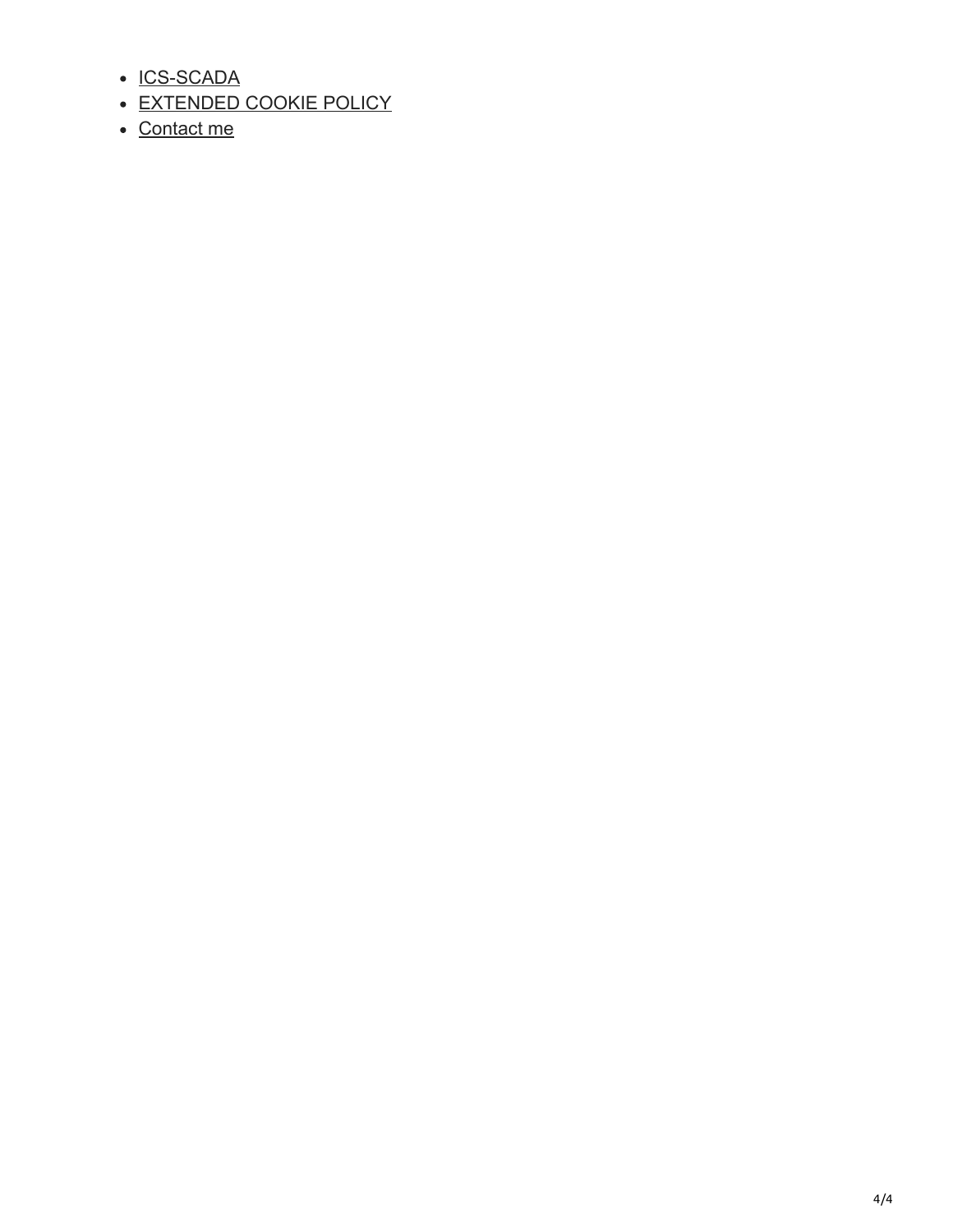- ICS-SCADA
- EXTENDED COOKIE POLICY
- Contact me